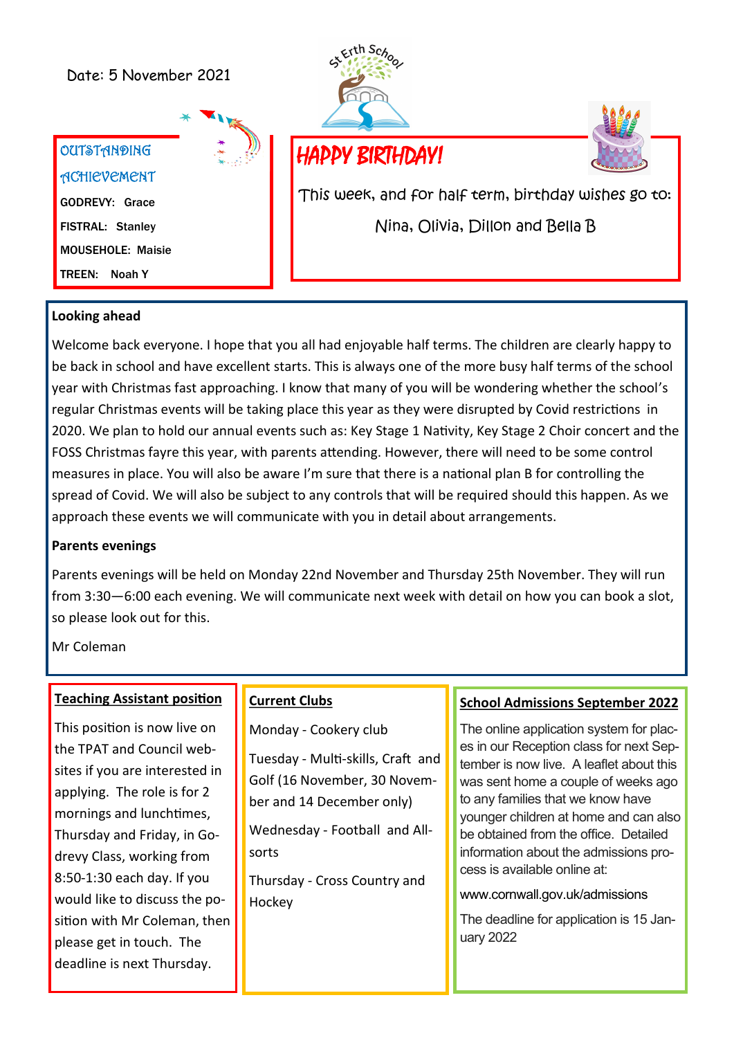Date: 5 November 2021

St Erth School

## OUTSTANDING ACHIEVEMENT

GODREVY: Grace

FISTRAL: Stanley

MOUSEHOLE: Maisie

TREEN: Noah Y

## HAPPY BIRTHDAY!

This week, and for half term, birthday wishes go to:

Nina, Olivia, Dillon and Bella B

**Looking ahead**

Welcome back everyone. I hope that you all had enjoyable half terms. The children are clearly happy to be back in school and have excellent starts. This is always one of the more busy half terms of the school year with Christmas fast approaching. I know that many of you will be wondering whether the school's regular Christmas events will be taking place this year as they were disrupted by Covid restrictions in 2020. We plan to hold our annual events such as: Key Stage 1 Nativity, Key Stage 2 Choir concert and the FOSS Christmas fayre this year, with parents attending. However, there will need to be some control measures in place. You will also be aware I'm sure that there is a national plan B for controlling the spread of Covid. We will also be subject to any controls that will be required should this happen. As we approach these events we will communicate with you in detail about arrangements.

**Parents evenings**

Parents evenings will be held on Monday 22nd November and Thursday 25th November. They will run from 3:30—6:00 each evening. We will communicate next week with detail on how you can book a slot, so please look out for this.

Mr Coleman

**Teaching Assistant position**

This position is now live on the TPAT and Council websites if you are interested in applying. The role is for 2 mornings and lunchtimes, Thursday and Friday, in Godrevy Class, working from 8:50-1:30 each day. If you would like to discuss the position with Mr Coleman, then please get in touch. The deadline is next Thursday.

**Current Clubs**

Monday - Cookery club

Tuesday - Multi-skills, Craft and Golf (16 November, 30 November and 14 December only)

Wednesday - Football and All-sorts

Thursday - Cross Country and Hockey

**School Admissions September 2022**

The online application system for places in our Reception class for next September is now live. A leaflet about this was sent home a couple of weeks ago to any families that we know have younger children at home and can also be obtained from the office. Detailed information about the admissions process is available online at:

www.cornwall.gov.uk/admissions

The deadline for application is 15 January 2022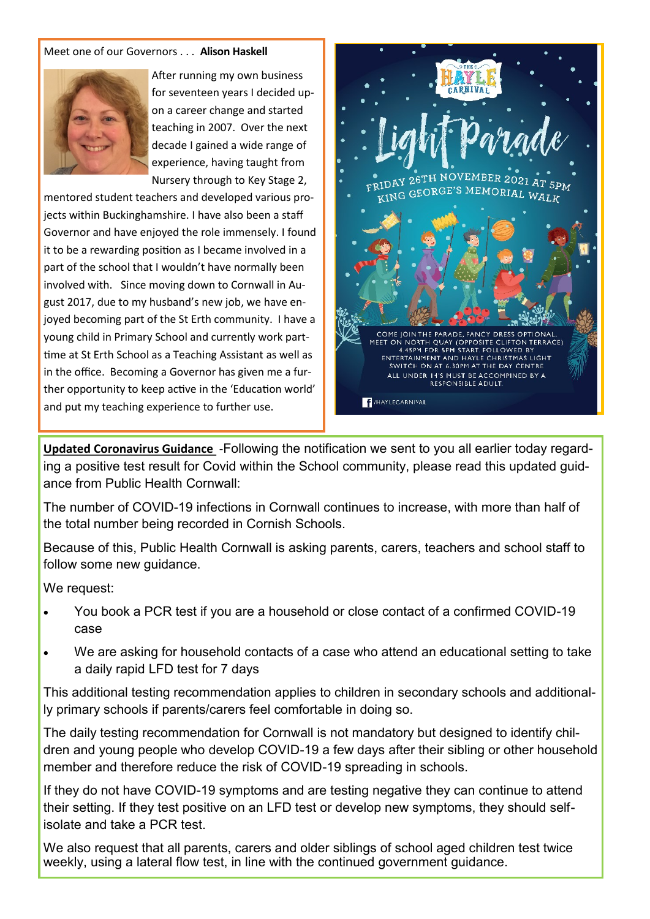Meet one of our Governors . . . **Alison Haskell**

After running my own business for seventeen years I decided upon a career change and started teaching in 2007. Over the next decade I gained a wide range of experience, having taught from Nursery through to Key Stage 2, mentored student teachers and developed various projects within Buckinghamshire. I have also been a staff Governor and have enjoyed the role immensely. I found it to be a rewarding position as I became involved in a part of the school that I wouldn't have normally been involved with. Since moving down to Cornwall in August 2017, due to my husband's new job, we have enjoyed becoming part of the St Erth community. I have a young child in Primary School and currently work part-time at St Erth School as a Teaching Assistant as well as in the office. Becoming a Governor has given me a further opportunity to keep active in the 'Education world' and put my teaching experience to further use.

THE HAYLE CARNIVAL

Light Parade

FRIDAY 26TH NOVEMBER 2021 AT 5PM
KING GEORGE'S MEMORIAL WALK

COME JOIN THE PARADE. FANCY DRESS OPTIONAL.
MEET ON NORTH QUAY (OPPOSITE CLIFTON TERRACE)
4.45PM FOR 5PM START. FOLLOWED BY
ENTERTAINMENT AND HAYLE CHRISTMAS LIGHT
SWITCH ON AT 6.30PM AT THE DAY CENTRE
ALL UNDER 14'S MUST BE ACCOMPINED BY A
RESPONSIBLE ADULT.

/HAYLECARNIVAL

**Updated Coronavirus Guidance** -Following the notification we sent to you all earlier today regarding a positive test result for Covid within the School community, please read this updated guidance from Public Health Cornwall:

The number of COVID-19 infections in Cornwall continues to increase, with more than half of the total number being recorded in Cornish Schools.

Because of this, Public Health Cornwall is asking parents, carers, teachers and school staff to follow some new guidance.

We request:

- You book a PCR test if you are a household or close contact of a confirmed COVID-19 case
- We are asking for household contacts of a case who attend an educational setting to take a daily rapid LFD test for 7 days

This additional testing recommendation applies to children in secondary schools and additionally primary schools if parents/carers feel comfortable in doing so.

The daily testing recommendation for Cornwall is not mandatory but designed to identify children and young people who develop COVID-19 a few days after their sibling or other household member and therefore reduce the risk of COVID-19 spreading in schools.

If they do not have COVID-19 symptoms and are testing negative they can continue to attend their setting. If they test positive on an LFD test or develop new symptoms, they should self-isolate and take a PCR test.

We also request that all parents, carers and older siblings of school aged children test twice weekly, using a lateral flow test, in line with the continued government guidance.